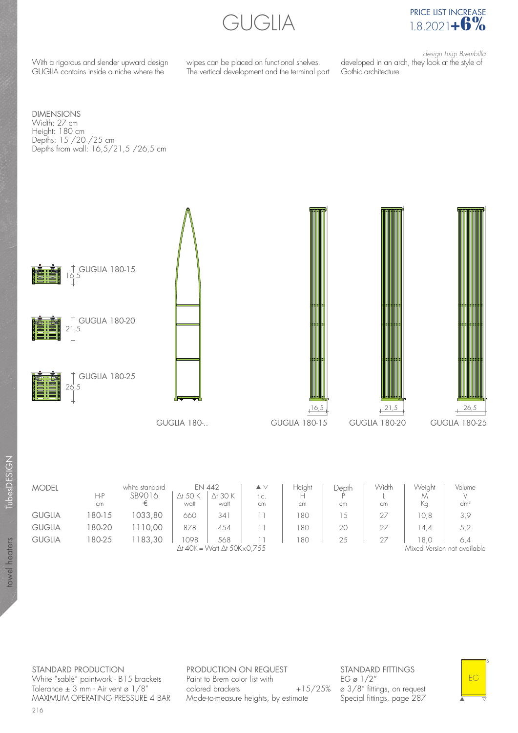# GUGLIA

PRICE LIST INCREASE
1.8.2021 **+6%**

*design Luigi Brembilla*

With a rigorous and slender upward design GUGLIA contains inside a niche where the wipes can be placed on functional shelves. The vertical development and the terminal part developed in an arch, they look at the style of Gothic architecture.

DIMENSIONS
Width: 27 cm
Height: 180 cm
Depths: 15 /20 /25 cm
Depths from wall: 16,5/21,5 /26,5 cm

GUGLIA 180-15
16,5

GUGLIA 180-20
21,5

GUGLIA 180-25
26,5

GUGLIA 180-..

16,5
GUGLIA 180-15

21,5
GUGLIA 180-20

26,5
GUGLIA 180-25

| MODEL | H-P | white standard SB9016 | EN 442 | | ▲▽ | Height | Depth | Width | Weight | Volume |
|---|---|---|---|---|---|---|---|---|---|---|
| | cm | € | Δt 50 K watt | Δt 30 K watt | t.c. cm | H cm | P cm | L cm | M Kg | V dm³ |
| GUGLIA | 180-15 | 1033,80 | 660 | 341 | 11 | 180 | 15 | 27 | 10,8 | 3,9 |
| GUGLIA | 180-20 | 1110,00 | 878 | 454 | 11 | 180 | 20 | 27 | 14,4 | 5,2 |
| GUGLIA | 180-25 | 1183,30 | 1098 | 568 | 11 | 180 | 25 | 27 | 18,0 | 6,4 |

Δt 40K = Watt Δt 50K×0,755

Mixed Version not available

STANDARD PRODUCTION
White "sablé" paintwork - B15 brackets
Tolerance ± 3 mm - Air vent ø 1/8"
MAXIMUM OPERATING PRESSURE 4 BAR

PRODUCTION ON REQUEST
Paint to Brem color list with colored brackets +15/25%
Made-to-measure heights, by estimate

STANDARD FITTINGS
EG ø 1/2"
ø 3/8" fittings, on request
Special fittings, page 287

EG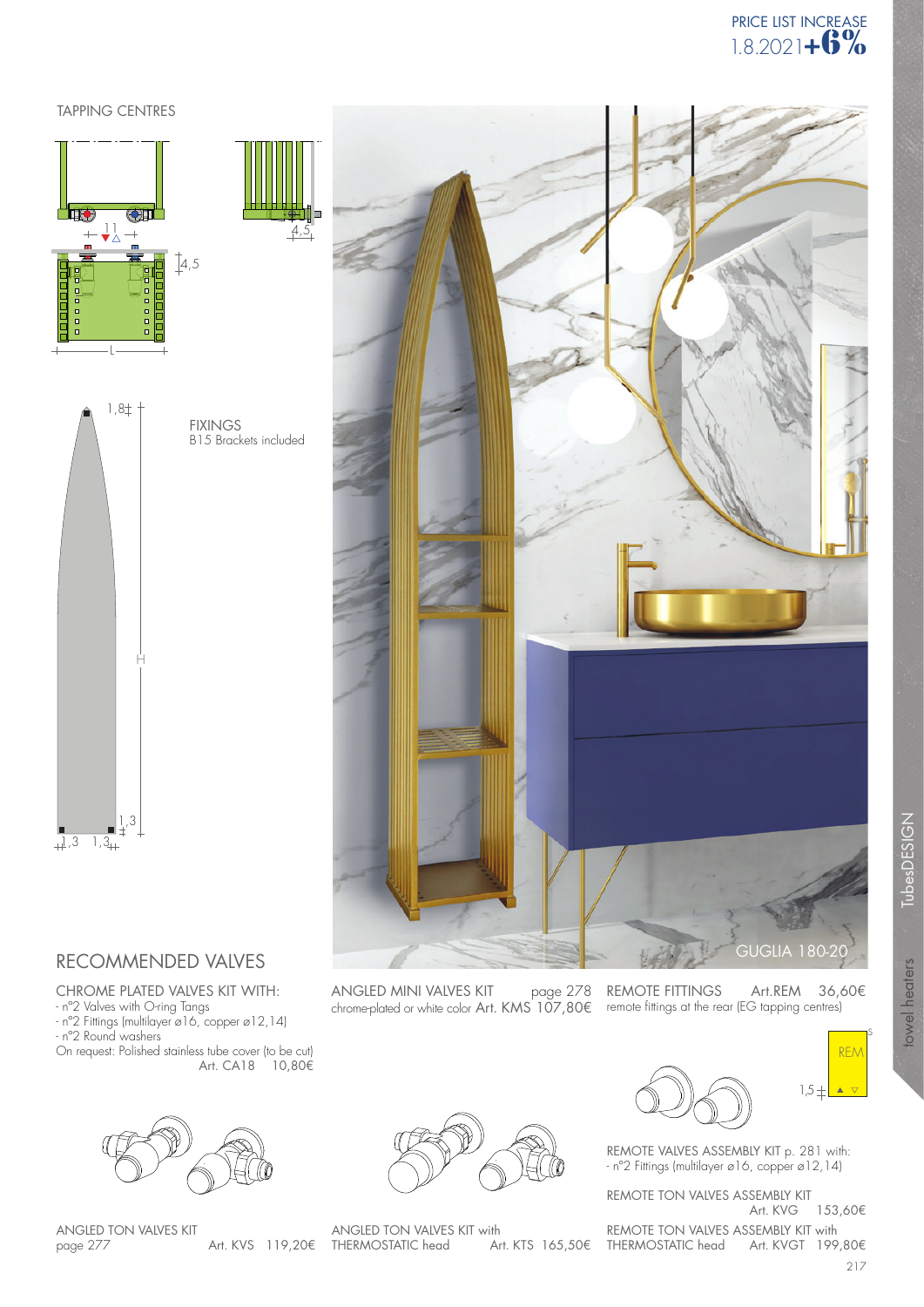PRICE LIST INCREASE
1.8.2021 **+6%**

TAPPING CENTRES

FIXINGS
B15 Brackets included

GUGLIA 180-20

## RECOMMENDED VALVES

CHROME PLATED VALVES KIT WITH:
- n°2 Valves with O-ring Tangs
- n°2 Fittings (multilayer ø16, copper ø12,14)
- n°2 Round washers

On request: Polished stainless tube cover (to be cut)
Art. CA18 10,80€

ANGLED MINI VALVES KIT page 278
chrome-plated or white color Art. KMS 107,80€

REMOTE FITTINGS Art.REM 36,60€
remote fittings at the rear (EG tapping centres)

REMOTE VALVES ASSEMBLY KIT p. 281 with:
- n°2 Fittings (multilayer ø16, copper ø12,14)

REMOTE TON VALVES ASSEMBLY KIT
Art. KVG 153,60€

ANGLED TON VALVES KIT
page 277 Art. KVS 119,20€

ANGLED TON VALVES KIT with
THERMOSTATIC head Art. KTS 165,50€

REMOTE TON VALVES ASSEMBLY KIT with
THERMOSTATIC head Art. KVGT 199,80€